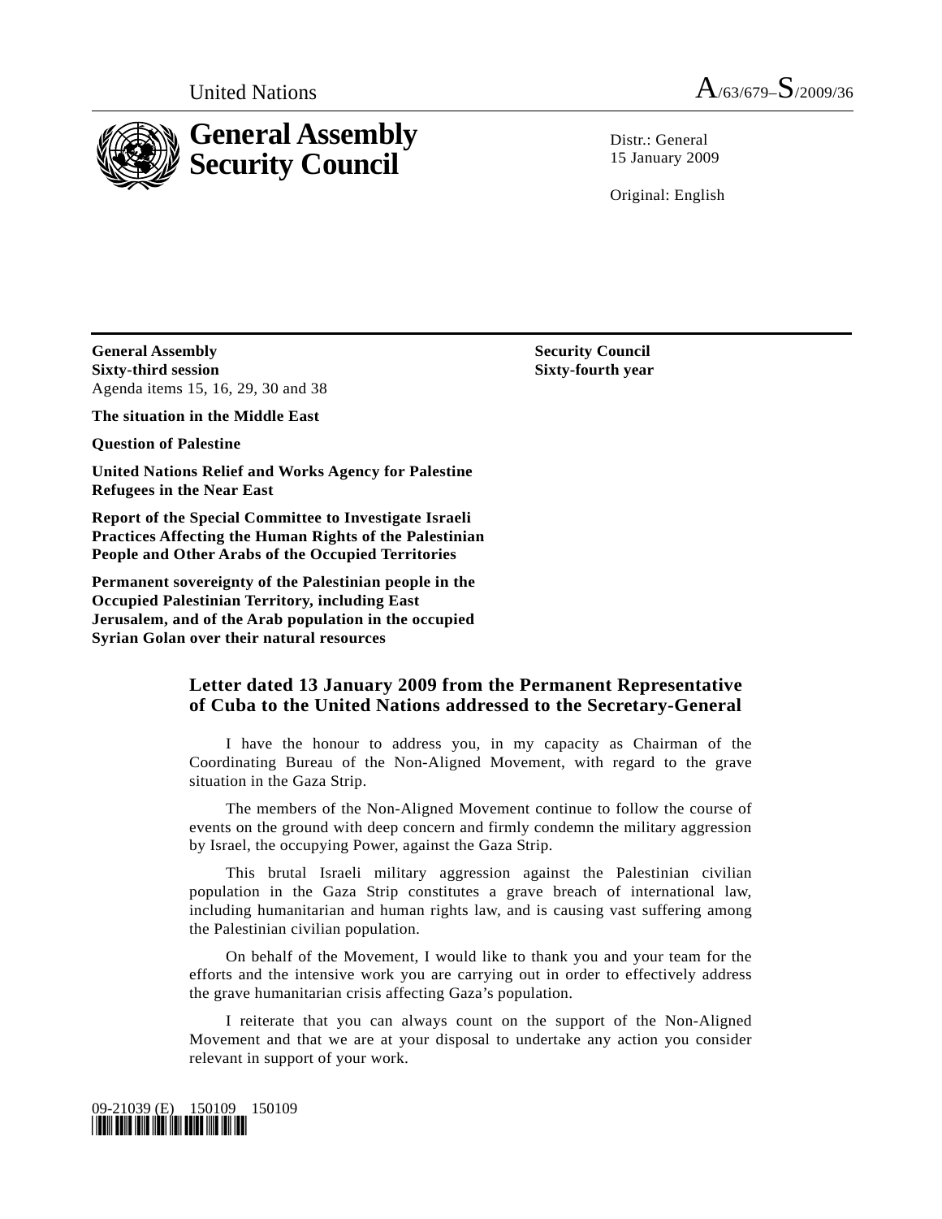United Nations A/63/679–S/2009/36

# General Assembly Security Council

Distr.: General
15 January 2009

Original: English

**General Assembly**
**Sixty-third session**
Agenda items 15, 16, 29, 30 and 38

**The situation in the Middle East**

**Question of Palestine**

**United Nations Relief and Works Agency for Palestine Refugees in the Near East**

**Report of the Special Committee to Investigate Israeli Practices Affecting the Human Rights of the Palestinian People and Other Arabs of the Occupied Territories**

**Permanent sovereignty of the Palestinian people in the Occupied Palestinian Territory, including East Jerusalem, and of the Arab population in the occupied Syrian Golan over their natural resources**

**Security Council**
**Sixty-fourth year**

## Letter dated 13 January 2009 from the Permanent Representative of Cuba to the United Nations addressed to the Secretary-General

I have the honour to address you, in my capacity as Chairman of the Coordinating Bureau of the Non-Aligned Movement, with regard to the grave situation in the Gaza Strip.

The members of the Non-Aligned Movement continue to follow the course of events on the ground with deep concern and firmly condemn the military aggression by Israel, the occupying Power, against the Gaza Strip.

This brutal Israeli military aggression against the Palestinian civilian population in the Gaza Strip constitutes a grave breach of international law, including humanitarian and human rights law, and is causing vast suffering among the Palestinian civilian population.

On behalf of the Movement, I would like to thank you and your team for the efforts and the intensive work you are carrying out in order to effectively address the grave humanitarian crisis affecting Gaza's population.

I reiterate that you can always count on the support of the Non-Aligned Movement and that we are at your disposal to undertake any action you consider relevant in support of your work.

09-21039 (E) 150109 150109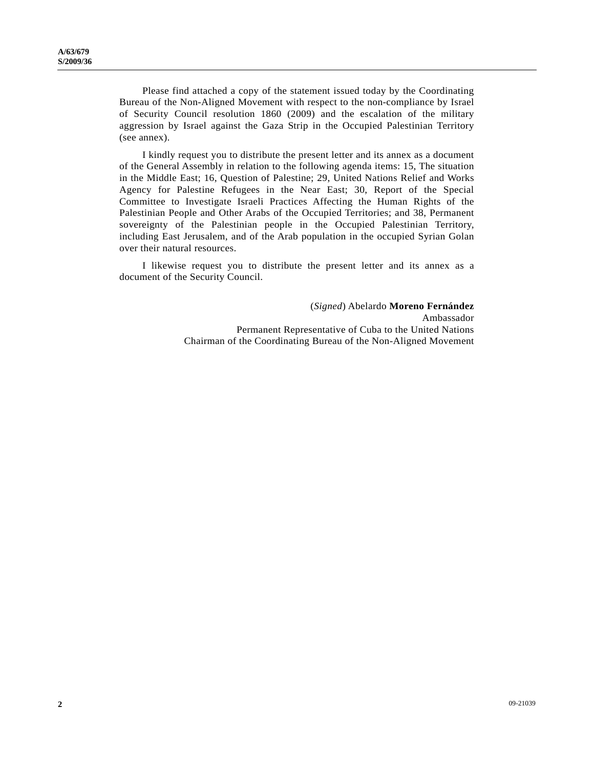Please find attached a copy of the statement issued today by the Coordinating Bureau of the Non-Aligned Movement with respect to the non-compliance by Israel of Security Council resolution 1860 (2009) and the escalation of the military aggression by Israel against the Gaza Strip in the Occupied Palestinian Territory (see annex).

I kindly request you to distribute the present letter and its annex as a document of the General Assembly in relation to the following agenda items: 15, The situation in the Middle East; 16, Question of Palestine; 29, United Nations Relief and Works Agency for Palestine Refugees in the Near East; 30, Report of the Special Committee to Investigate Israeli Practices Affecting the Human Rights of the Palestinian People and Other Arabs of the Occupied Territories; and 38, Permanent sovereignty of the Palestinian people in the Occupied Palestinian Territory, including East Jerusalem, and of the Arab population in the occupied Syrian Golan over their natural resources.

I likewise request you to distribute the present letter and its annex as a document of the Security Council.

(*Signed*) Abelardo **Moreno Fernández**
Ambassador
Permanent Representative of Cuba to the United Nations
Chairman of the Coordinating Bureau of the Non-Aligned Movement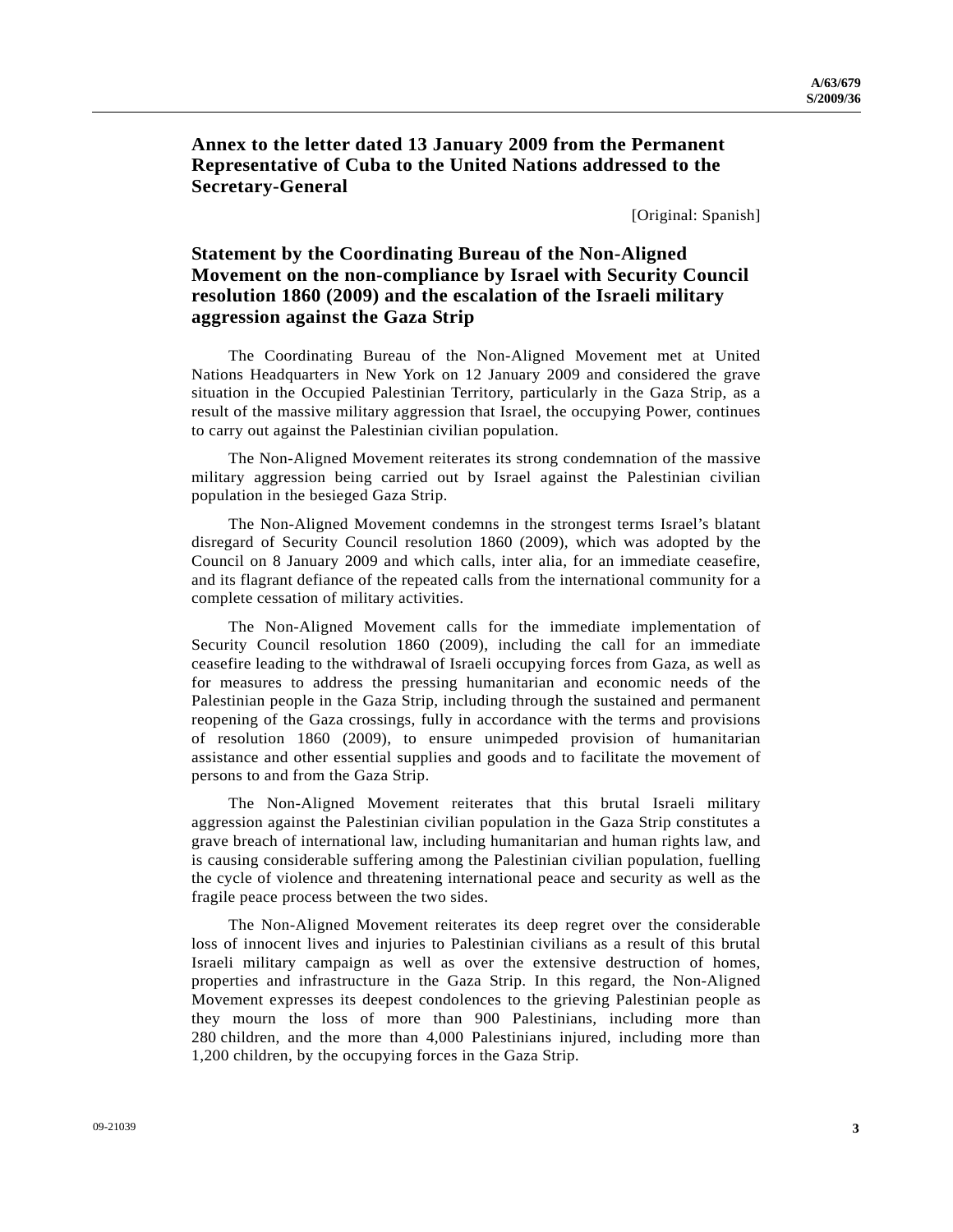## Annex to the letter dated 13 January 2009 from the Permanent Representative of Cuba to the United Nations addressed to the Secretary-General

[Original: Spanish]

## Statement by the Coordinating Bureau of the Non-Aligned Movement on the non-compliance by Israel with Security Council resolution 1860 (2009) and the escalation of the Israeli military aggression against the Gaza Strip

The Coordinating Bureau of the Non-Aligned Movement met at United Nations Headquarters in New York on 12 January 2009 and considered the grave situation in the Occupied Palestinian Territory, particularly in the Gaza Strip, as a result of the massive military aggression that Israel, the occupying Power, continues to carry out against the Palestinian civilian population.

The Non-Aligned Movement reiterates its strong condemnation of the massive military aggression being carried out by Israel against the Palestinian civilian population in the besieged Gaza Strip.

The Non-Aligned Movement condemns in the strongest terms Israel's blatant disregard of Security Council resolution 1860 (2009), which was adopted by the Council on 8 January 2009 and which calls, inter alia, for an immediate ceasefire, and its flagrant defiance of the repeated calls from the international community for a complete cessation of military activities.

The Non-Aligned Movement calls for the immediate implementation of Security Council resolution 1860 (2009), including the call for an immediate ceasefire leading to the withdrawal of Israeli occupying forces from Gaza, as well as for measures to address the pressing humanitarian and economic needs of the Palestinian people in the Gaza Strip, including through the sustained and permanent reopening of the Gaza crossings, fully in accordance with the terms and provisions of resolution 1860 (2009), to ensure unimpeded provision of humanitarian assistance and other essential supplies and goods and to facilitate the movement of persons to and from the Gaza Strip.

The Non-Aligned Movement reiterates that this brutal Israeli military aggression against the Palestinian civilian population in the Gaza Strip constitutes a grave breach of international law, including humanitarian and human rights law, and is causing considerable suffering among the Palestinian civilian population, fuelling the cycle of violence and threatening international peace and security as well as the fragile peace process between the two sides.

The Non-Aligned Movement reiterates its deep regret over the considerable loss of innocent lives and injuries to Palestinian civilians as a result of this brutal Israeli military campaign as well as over the extensive destruction of homes, properties and infrastructure in the Gaza Strip. In this regard, the Non-Aligned Movement expresses its deepest condolences to the grieving Palestinian people as they mourn the loss of more than 900 Palestinians, including more than 280 children, and the more than 4,000 Palestinians injured, including more than 1,200 children, by the occupying forces in the Gaza Strip.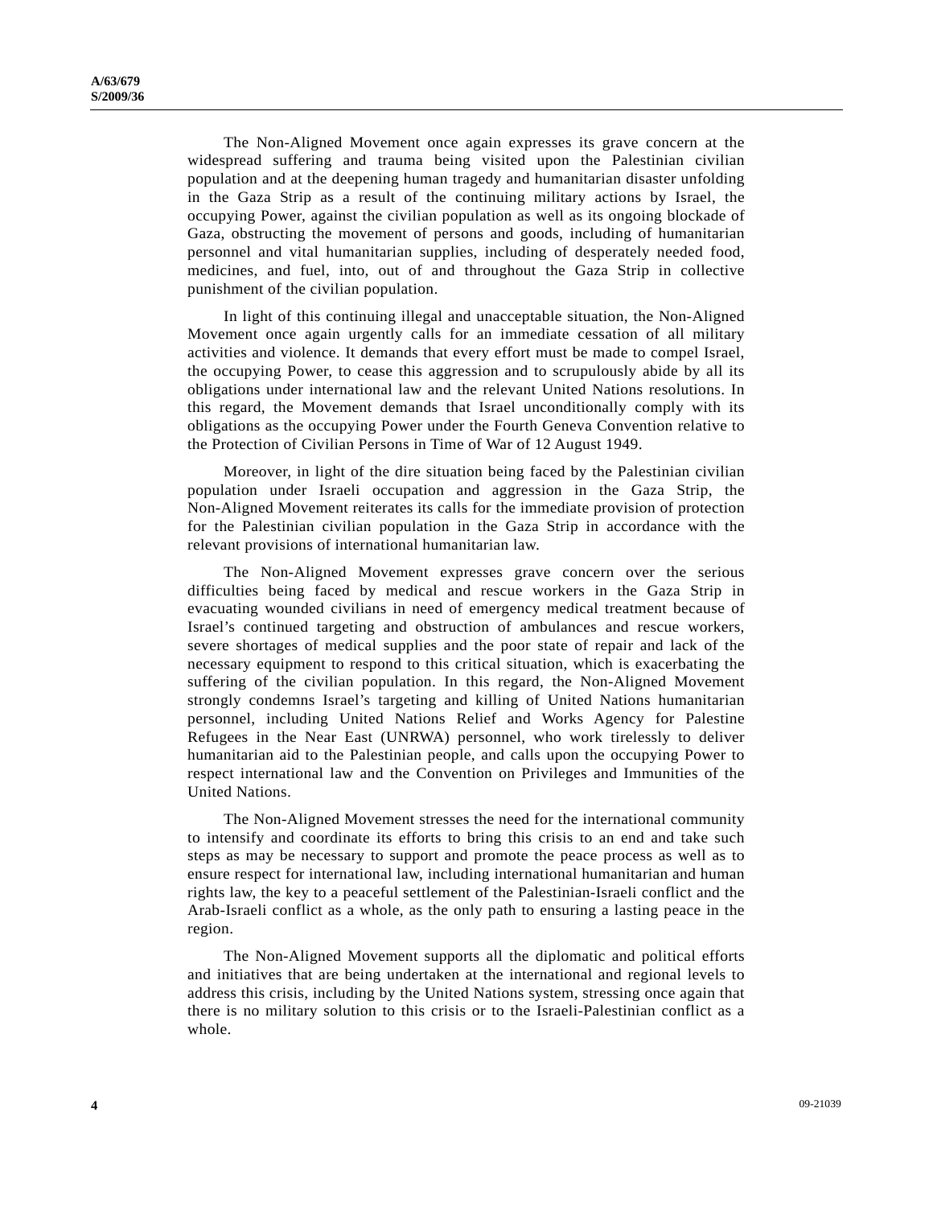The Non-Aligned Movement once again expresses its grave concern at the widespread suffering and trauma being visited upon the Palestinian civilian population and at the deepening human tragedy and humanitarian disaster unfolding in the Gaza Strip as a result of the continuing military actions by Israel, the occupying Power, against the civilian population as well as its ongoing blockade of Gaza, obstructing the movement of persons and goods, including of humanitarian personnel and vital humanitarian supplies, including of desperately needed food, medicines, and fuel, into, out of and throughout the Gaza Strip in collective punishment of the civilian population.

In light of this continuing illegal and unacceptable situation, the Non-Aligned Movement once again urgently calls for an immediate cessation of all military activities and violence. It demands that every effort must be made to compel Israel, the occupying Power, to cease this aggression and to scrupulously abide by all its obligations under international law and the relevant United Nations resolutions. In this regard, the Movement demands that Israel unconditionally comply with its obligations as the occupying Power under the Fourth Geneva Convention relative to the Protection of Civilian Persons in Time of War of 12 August 1949.

Moreover, in light of the dire situation being faced by the Palestinian civilian population under Israeli occupation and aggression in the Gaza Strip, the Non-Aligned Movement reiterates its calls for the immediate provision of protection for the Palestinian civilian population in the Gaza Strip in accordance with the relevant provisions of international humanitarian law.

The Non-Aligned Movement expresses grave concern over the serious difficulties being faced by medical and rescue workers in the Gaza Strip in evacuating wounded civilians in need of emergency medical treatment because of Israel's continued targeting and obstruction of ambulances and rescue workers, severe shortages of medical supplies and the poor state of repair and lack of the necessary equipment to respond to this critical situation, which is exacerbating the suffering of the civilian population. In this regard, the Non-Aligned Movement strongly condemns Israel's targeting and killing of United Nations humanitarian personnel, including United Nations Relief and Works Agency for Palestine Refugees in the Near East (UNRWA) personnel, who work tirelessly to deliver humanitarian aid to the Palestinian people, and calls upon the occupying Power to respect international law and the Convention on Privileges and Immunities of the United Nations.

The Non-Aligned Movement stresses the need for the international community to intensify and coordinate its efforts to bring this crisis to an end and take such steps as may be necessary to support and promote the peace process as well as to ensure respect for international law, including international humanitarian and human rights law, the key to a peaceful settlement of the Palestinian-Israeli conflict and the Arab-Israeli conflict as a whole, as the only path to ensuring a lasting peace in the region.

The Non-Aligned Movement supports all the diplomatic and political efforts and initiatives that are being undertaken at the international and regional levels to address this crisis, including by the United Nations system, stressing once again that there is no military solution to this crisis or to the Israeli-Palestinian conflict as a whole.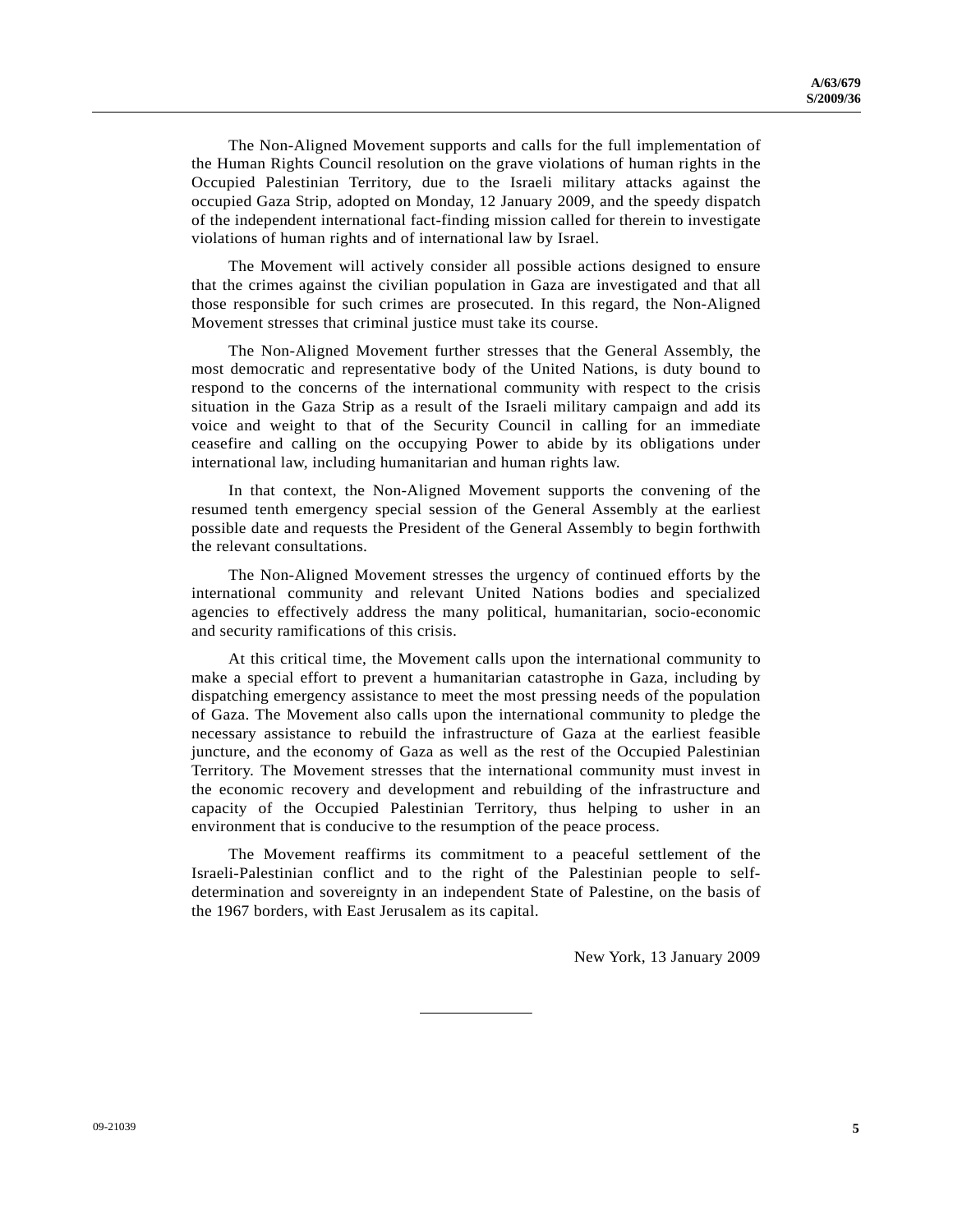The Non-Aligned Movement supports and calls for the full implementation of the Human Rights Council resolution on the grave violations of human rights in the Occupied Palestinian Territory, due to the Israeli military attacks against the occupied Gaza Strip, adopted on Monday, 12 January 2009, and the speedy dispatch of the independent international fact-finding mission called for therein to investigate violations of human rights and of international law by Israel.

The Movement will actively consider all possible actions designed to ensure that the crimes against the civilian population in Gaza are investigated and that all those responsible for such crimes are prosecuted. In this regard, the Non-Aligned Movement stresses that criminal justice must take its course.

The Non-Aligned Movement further stresses that the General Assembly, the most democratic and representative body of the United Nations, is duty bound to respond to the concerns of the international community with respect to the crisis situation in the Gaza Strip as a result of the Israeli military campaign and add its voice and weight to that of the Security Council in calling for an immediate ceasefire and calling on the occupying Power to abide by its obligations under international law, including humanitarian and human rights law.

In that context, the Non-Aligned Movement supports the convening of the resumed tenth emergency special session of the General Assembly at the earliest possible date and requests the President of the General Assembly to begin forthwith the relevant consultations.

The Non-Aligned Movement stresses the urgency of continued efforts by the international community and relevant United Nations bodies and specialized agencies to effectively address the many political, humanitarian, socio-economic and security ramifications of this crisis.

At this critical time, the Movement calls upon the international community to make a special effort to prevent a humanitarian catastrophe in Gaza, including by dispatching emergency assistance to meet the most pressing needs of the population of Gaza. The Movement also calls upon the international community to pledge the necessary assistance to rebuild the infrastructure of Gaza at the earliest feasible juncture, and the economy of Gaza as well as the rest of the Occupied Palestinian Territory. The Movement stresses that the international community must invest in the economic recovery and development and rebuilding of the infrastructure and capacity of the Occupied Palestinian Territory, thus helping to usher in an environment that is conducive to the resumption of the peace process.

The Movement reaffirms its commitment to a peaceful settlement of the Israeli-Palestinian conflict and to the right of the Palestinian people to self-determination and sovereignty in an independent State of Palestine, on the basis of the 1967 borders, with East Jerusalem as its capital.

New York, 13 January 2009